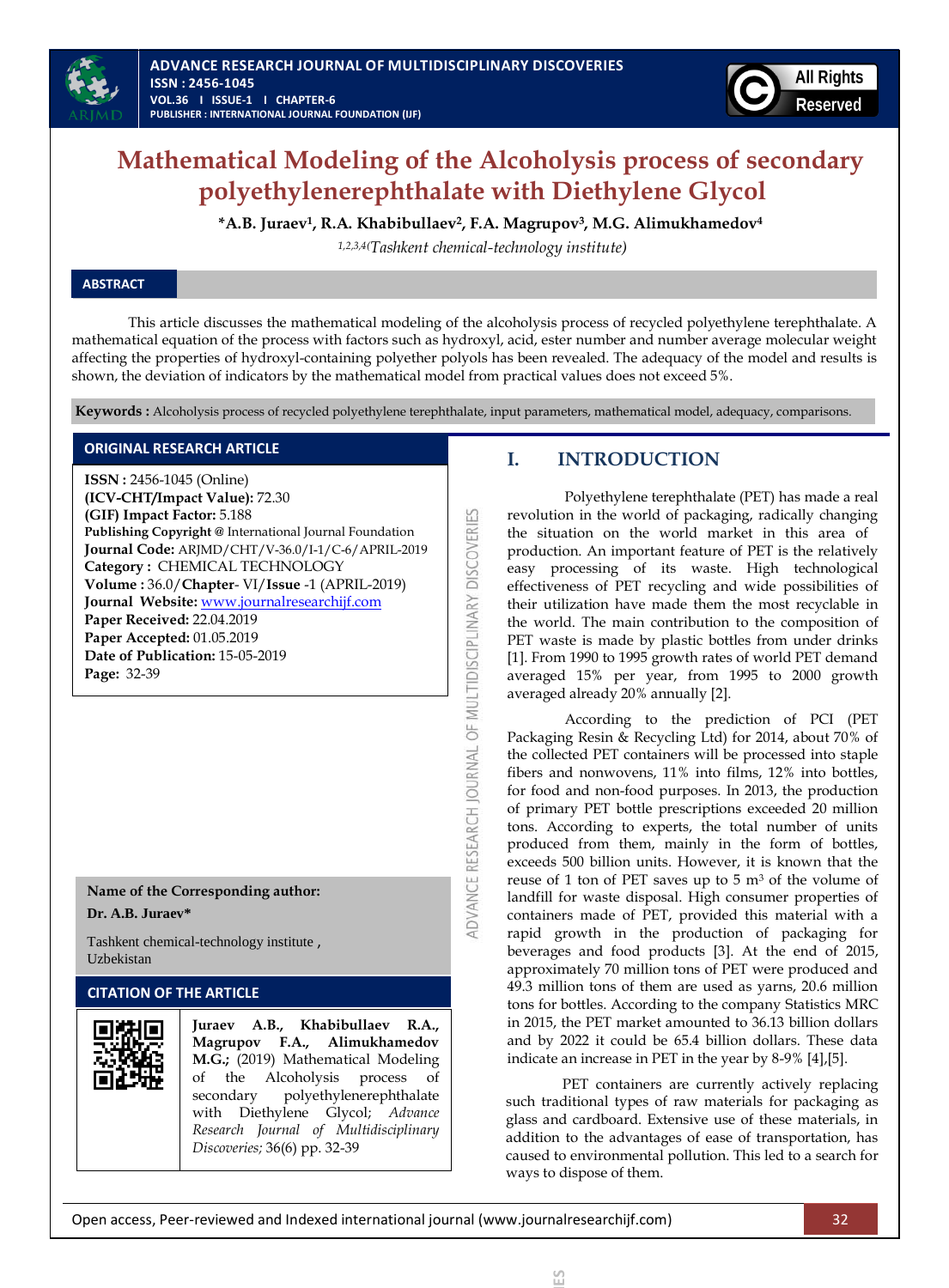# Mathematical Modeling of the Alcoholysis process of secondary polyethylenerephthalate with Diethylene Glycol

**\*A.B. Juraev[1], R.A. Khabibullaev[2], F.A. Magrupov[3], M.G. Alimukhamedov[4]**

[1,2,3,4] *Tashkent chemical-technology institute)*

## ABSTRACT

This article discusses the mathematical modeling of the alcoholysis process of recycled polyethylene terephthalate. A mathematical equation of the process with factors such as hydroxyl, acid, ester number and number average molecular weight affecting the properties of hydroxyl-containing polyether polyols has been revealed. The adequacy of the model and results is shown, the deviation of indicators by the mathematical model from practical values does not exceed 5%.

**Keywords :** Alcoholysis process of recycled polyethylene terephthalate, input parameters, mathematical model, adequacy, comparisons.

## ORIGINAL RESEARCH ARTICLE

**ISSN :** 2456-1045 (Online)
**(ICV-CHT/Impact Value):** 72.30
**(GIF) Impact Factor:** 5.188
**Publishing Copyright @** International Journal Foundation
**Journal Code:** ARJMD/CHT/V-36.0/I-1/C-6/APRIL-2019
**Category :** CHEMICAL TECHNOLOGY
**Volume :** 36.0/**Chapter**- VI/**Issue** -1 (APRIL-2019)
**Journal Website:** www.journalresearchijf.com
**Paper Received:** 22.04.2019
**Paper Accepted:** 01.05.2019
**Date of Publication:** 15-05-2019
**Page:** 32-39

**Name of the Corresponding author:**
**Dr. A.B. Juraev\***

Tashkent chemical-technology institute , Uzbekistan

## CITATION OF THE ARTICLE

**Juraev A.B., Khabibullaev R.A., Magrupov F.A., Alimukhamedov M.G.;** (2019) Mathematical Modeling of the Alcoholysis process of secondary polyethylenerephthalate with Diethylene Glycol; *Advance Research Journal of Multidisciplinary Discoveries;* 36(6) pp. 32-39

## I. INTRODUCTION

Polyethylene terephthalate (PET) has made a real revolution in the world of packaging, radically changing the situation on the world market in this area of production. An important feature of PET is the relatively easy processing of its waste. High technological effectiveness of PET recycling and wide possibilities of their utilization have made them the most recyclable in the world. The main contribution to the composition of PET waste is made by plastic bottles from under drinks [1]. From 1990 to 1995 growth rates of world PET demand averaged 15% per year, from 1995 to 2000 growth averaged already 20% annually [2].

According to the prediction of PCI (PET Packaging Resin & Recycling Ltd) for 2014, about 70% of the collected PET containers will be processed into staple fibers and nonwovens, 11% into films, 12% into bottles, for food and non-food purposes. In 2013, the production of primary PET bottle prescriptions exceeded 20 million tons. According to experts, the total number of units produced from them, mainly in the form of bottles, exceeds 500 billion units. However, it is known that the reuse of 1 ton of PET saves up to 5 $m^3$ of the volume of landfill for waste disposal. High consumer properties of containers made of PET, provided this material with a rapid growth in the production of packaging for beverages and food products [3]. At the end of 2015, approximately 70 million tons of PET were produced and 49.3 million tons of them are used as yarns, 20.6 million tons for bottles. According to the company Statistics MRC in 2015, the PET market amounted to 36.13 billion dollars and by 2022 it could be 65.4 billion dollars. These data indicate an increase in PET in the year by 8-9% [4],[5].

PET containers are currently actively replacing such traditional types of raw materials for packaging as glass and cardboard. Extensive use of these materials, in addition to the advantages of ease of transportation, has caused to environmental pollution. This led to a search for ways to dispose of them.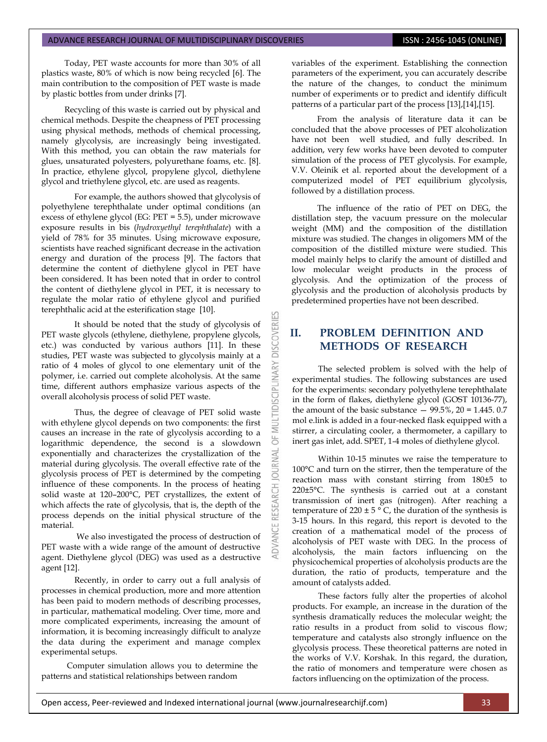Today, PET waste accounts for more than 30% of all plastics waste, 80% of which is now being recycled [6]. The main contribution to the composition of PET waste is made by plastic bottles from under drinks [7].

Recycling of this waste is carried out by physical and chemical methods. Despite the cheapness of PET processing using physical methods, methods of chemical processing, namely glycolysis, are increasingly being investigated. With this method, you can obtain the raw materials for glues, unsaturated polyesters, polyurethane foams, etc. [8]. In practice, ethylene glycol, propylene glycol, diethylene glycol and triethylene glycol, etc. are used as reagents.

For example, the authors showed that glycolysis of polyethylene terephthalate under optimal conditions (an excess of ethylene glycol (EG: PET = 5.5), under microwave exposure results in bis (*hydroxyethyl terephthalate*) with a yield of 78% for 35 minutes. Using microwave exposure, scientists have reached significant decrease in the activation energy and duration of the process [9]. The factors that determine the content of diethylene glycol in PET have been considered. It has been noted that in order to control the content of diethylene glycol in PET, it is necessary to regulate the molar ratio of ethylene glycol and purified terephthalic acid at the esterification stage [10].

It should be noted that the study of glycolysis of PET waste glycols (ethylene, diethylene, propylene glycols, etc.) was conducted by various authors [11]. In these studies, PET waste was subjected to glycolysis mainly at a ratio of 4 moles of glycol to one elementary unit of the polymer, i.e. carried out complete alcoholysis. At the same time, different authors emphasize various aspects of the overall alcoholysis process of solid PET waste.

Thus, the degree of cleavage of PET solid waste with ethylene glycol depends on two components: the first causes an increase in the rate of glycolysis according to a logarithmic dependence, the second is a slowdown exponentially and characterizes the crystallization of the material during glycolysis. The overall effective rate of the glycolysis process of PET is determined by the competing influence of these components. In the process of heating solid waste at 120–200°C, PET crystallizes, the extent of which affects the rate of glycolysis, that is, the depth of the process depends on the initial physical structure of the material.

We also investigated the process of destruction of PET waste with a wide range of the amount of destructive agent. Diethylene glycol (DEG) was used as a destructive agent [12].

Recently, in order to carry out a full analysis of processes in chemical production, more and more attention has been paid to modern methods of describing processes, in particular, mathematical modeling. Over time, more and more complicated experiments, increasing the amount of information, it is becoming increasingly difficult to analyze the data during the experiment and manage complex experimental setups.

Computer simulation allows you to determine the patterns and statistical relationships between random variables of the experiment. Establishing the connection parameters of the experiment, you can accurately describe the nature of the changes, to conduct the minimum number of experiments or to predict and identify difficult patterns of a particular part of the process [13],[14],[15].

From the analysis of literature data it can be concluded that the above processes of PET alcoholization have not been well studied, and fully described. In addition, very few works have been devoted to computer simulation of the process of PET glycolysis. For example, V.V. Oleinik et al. reported about the development of a computerized model of PET equilibrium glycolysis, followed by a distillation process.

The influence of the ratio of PET on DEG, the distillation step, the vacuum pressure on the molecular weight (MM) and the composition of the distillation mixture was studied. The changes in oligomers MM of the composition of the distilled mixture were studied. This model mainly helps to clarify the amount of distilled and low molecular weight products in the process of glycolysis. And the optimization of the process of glycolysis and the production of alcoholysis products by predetermined properties have not been described.

## II. PROBLEM DEFINITION AND METHODS OF RESEARCH

The selected problem is solved with the help of experimental studies. The following substances are used for the experiments: secondary polyethylene terephthalate in the form of flakes, diethylene glycol (GOST 10136-77), the amount of the basic substance — 99.5%, 20 = 1.445. 0.7 mol e.link is added in a four-necked flask equipped with a stirrer, a circulating cooler, a thermometer, a capillary to inert gas inlet, add. SPET, 1-4 moles of diethylene glycol.

Within 10-15 minutes we raise the temperature to 100°C and turn on the stirrer, then the temperature of the reaction mass with constant stirring from 180±5 to 220±5°C. The synthesis is carried out at a constant transmission of inert gas (nitrogen). After reaching a temperature of 220 ± 5 ° C, the duration of the synthesis is 3-15 hours. In this regard, this report is devoted to the creation of a mathematical model of the process of alcoholysis of PET waste with DEG. In the process of alcoholysis, the main factors influencing on the physicochemical properties of alcoholysis products are the duration, the ratio of products, temperature and the amount of catalysts added.

These factors fully alter the properties of alcohol products. For example, an increase in the duration of the synthesis dramatically reduces the molecular weight; the ratio results in a product from solid to viscous flow; temperature and catalysts also strongly influence on the glycolysis process. These theoretical patterns are noted in the works of V.V. Korshak. In this regard, the duration, the ratio of monomers and temperature were chosen as factors influencing on the optimization of the process.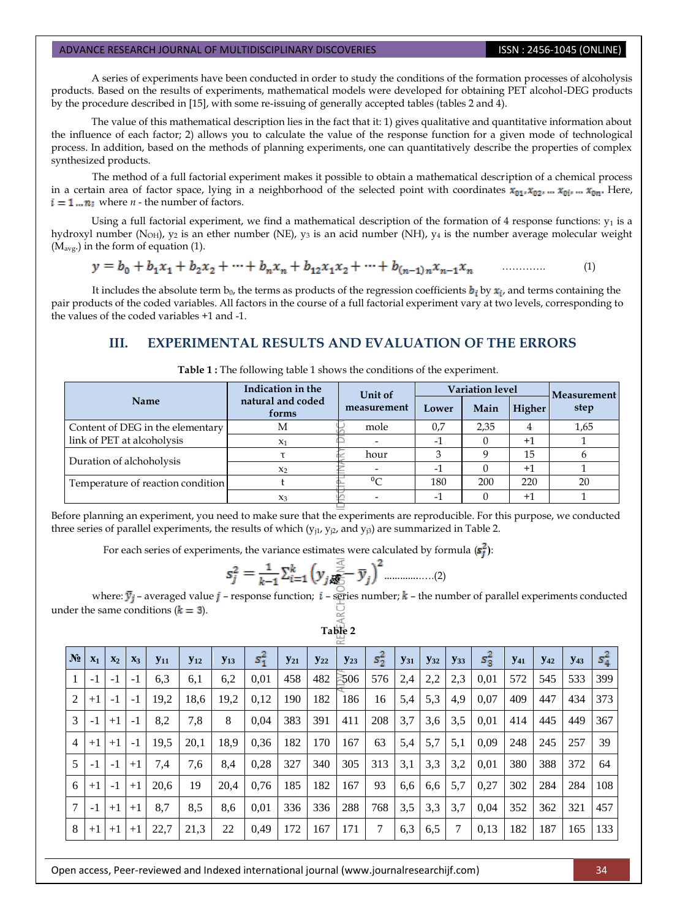A series of experiments have been conducted in order to study the conditions of the formation processes of alcoholysis products. Based on the results of experiments, mathematical models were developed for obtaining PET alcohol-DEG products by the procedure described in [15], with some re-issuing of generally accepted tables (tables 2 and 4).

The value of this mathematical description lies in the fact that it: 1) gives qualitative and quantitative information about the influence of each factor; 2) allows you to calculate the value of the response function for a given mode of technological process. In addition, based on the methods of planning experiments, one can quantitatively describe the properties of complex synthesized products.

The method of a full factorial experiment makes it possible to obtain a mathematical description of a chemical process in a certain area of factor space, lying in a neighborhood of the selected point with coordinates $x_{01}, x_{02}, \dots x_{0i}, \dots x_{0n}$. Here, $i = 1 \dots n$; where *n* - the number of factors.

Using a full factorial experiment, we find a mathematical description of the formation of 4 response functions: $y_1$ is a hydroxyl number ($N_{OH}$), $y_2$ is an ether number (NE), $y_3$ is an acid number (NH), $y_4$ is the number average molecular weight ($M_{avg.}$) in the form of equation (1).

$$y = b_0 + b_1 x_1 + b_2 x_2 + \dots + b_n x_n + b_{12} x_1 x_2 + \dots + b_{(n-1)n} x_{n-1} x_n \qquad \dots\dots\dots\dots (1)$$

It includes the absolute term $b_0$, the terms as products of the regression coefficients $b_i$ by $x_i$, and terms containing the pair products of the coded variables. All factors in the course of a full factorial experiment vary at two levels, corresponding to the values of the coded variables +1 and -1.

## III. EXPERIMENTAL RESULTS AND EVALUATION OF THE ERRORS

**Table 1 :** The following table 1 shows the conditions of the experiment.

| Name | Indication in the natural and coded forms | Unit of measurement | Variation level | | | Measurement step |
|---|---|---|---|---|---|---|
| | | | Lower | Main | Higher | |
| Content of DEG in the elementary link of PET at alcoholysis | M | mole | 0,7 | 2,35 | 4 | 1,65 |
| | $x_1$ | - | -1 | 0 | +1 | 1 |
| Duration of alchoholysis | τ | hour | 3 | 9 | 15 | 6 |
| | $x_2$ | - | -1 | 0 | +1 | 1 |
| Temperature of reaction condition | t | $^0$C | 180 | 200 | 220 | 20 |
| | $x_3$ | - | -1 | 0 | +1 | 1 |

Before planning an experiment, you need to make sure that the experiments are reproducible. For this purpose, we conducted three series of parallel experiments, the results of which ($y_{j1}$, $y_{j2}$, and $y_{j3}$) are summarized in Table 2.

For each series of experiments, the variance estimates were calculated by formula ($s_j^2$):

$$s_j^2 = \frac{1}{k-1} \sum_{i=1}^{k} \left( y_{ji} - \bar{y}_j \right)^2 \qquad \dots\dots\dots\dots\dots (2)$$

where: $\bar{y}_j$ – averaged value $j$ – response function; $i$ – series number; $k$ – the number of parallel experiments conducted under the same conditions ($k = 3$).

**Table 2**

| № | $x_1$ | $x_2$ | $x_3$ | $y_{11}$ | $y_{12}$ | $y_{13}$ | $s_1^2$ | $y_{21}$ | $y_{22}$ | $y_{23}$ | $s_2^2$ | $y_{31}$ | $y_{32}$ | $y_{33}$ | $s_3^2$ | $y_{41}$ | $y_{42}$ | $y_{43}$ | $s_4^2$ |
|---|---|---|---|---|---|---|---|---|---|---|---|---|---|---|---|---|---|---|---|
| 1 | -1 | -1 | -1 | 6,3 | 6,1 | 6,2 | 0,01 | 458 | 482 | 506 | 576 | 2,4 | 2,2 | 2,3 | 0,01 | 572 | 545 | 533 | 399 |
| 2 | +1 | -1 | -1 | 19,2 | 18,6 | 19,2 | 0,12 | 190 | 182 | 186 | 16 | 5,4 | 5,3 | 4,9 | 0,07 | 409 | 447 | 434 | 373 |
| 3 | -1 | +1 | -1 | 8,2 | 7,8 | 8 | 0,04 | 383 | 391 | 411 | 208 | 3,7 | 3,6 | 3,5 | 0,01 | 414 | 445 | 449 | 367 |
| 4 | +1 | +1 | -1 | 19,5 | 20,1 | 18,9 | 0,36 | 182 | 170 | 167 | 63 | 5,4 | 5,7 | 5,1 | 0,09 | 248 | 245 | 257 | 39 |
| 5 | -1 | -1 | +1 | 7,4 | 7,6 | 8,4 | 0,28 | 327 | 340 | 305 | 313 | 3,1 | 3,3 | 3,2 | 0,01 | 380 | 388 | 372 | 64 |
| 6 | +1 | -1 | +1 | 20,6 | 19 | 20,4 | 0,76 | 185 | 182 | 167 | 93 | 6,6 | 6,6 | 5,7 | 0,27 | 302 | 284 | 284 | 108 |
| 7 | -1 | +1 | +1 | 8,7 | 8,5 | 8,6 | 0,01 | 336 | 336 | 288 | 768 | 3,5 | 3,3 | 3,7 | 0,04 | 352 | 362 | 321 | 457 |
| 8 | +1 | +1 | +1 | 22,7 | 21,3 | 22 | 0,49 | 172 | 167 | 171 | 7 | 6,3 | 6,5 | 7 | 0,13 | 182 | 187 | 165 | 133 |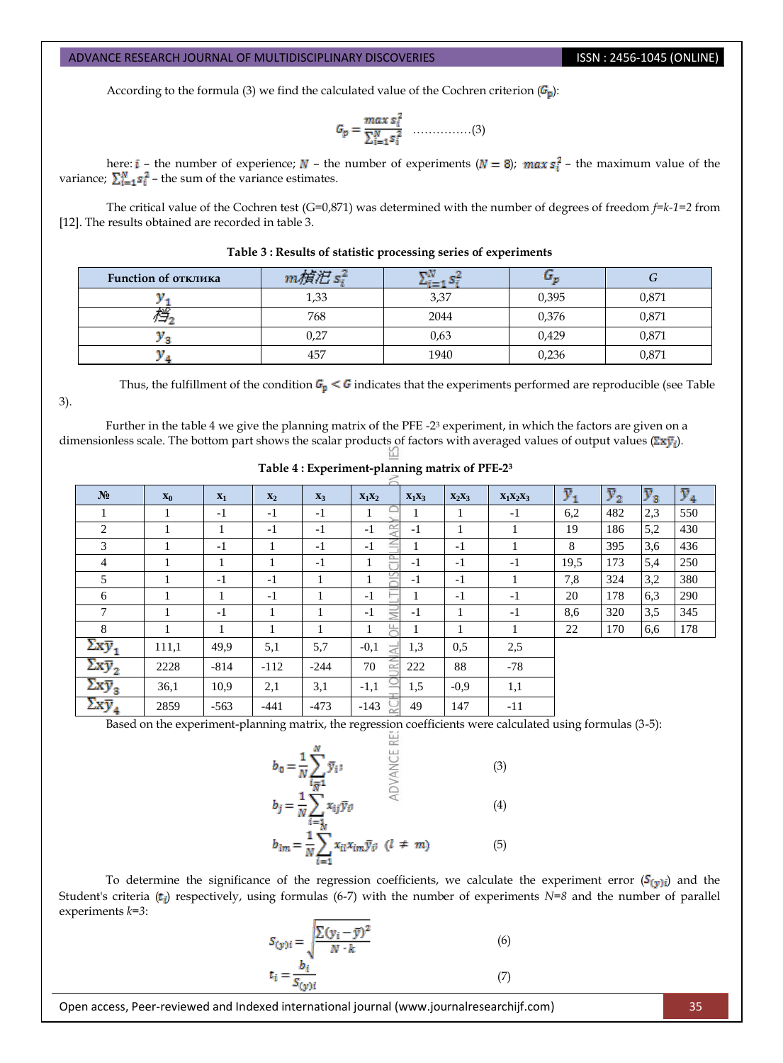According to the formula (3) we find the calculated value of the Cochren criterion ($G_p$):

$$G_p = \frac{max\, s_i^2}{\sum_{i=1}^{N} s_i^2} \quad \ldots\ldots\ldots\ldots\ldots(3)$$

here: $i$ – the number of experience; $N$ – the number of experiments ($N = 8$); $max\, s_i^2$ – the maximum value of the variance; $\sum_{i=1}^{N} s_i^2$ – the sum of the variance estimates.

The critical value of the Cochren test (G=0,871) was determined with the number of degrees of freedom *f=k-1=2* from [12]. The results obtained are recorded in table 3.

**Table 3 : Results of statistic processing series of experiments**

| Function of отклика | $max\, s_i^2$ | $\sum_{i=1}^{N} s_i^2$ | $G_p$ | $G$ |
|---|---|---|---|---|
| $y_1$ | 1,33 | 3,37 | 0,395 | 0,871 |
| $y_2$ | 768 | 2044 | 0,376 | 0,871 |
| $y_3$ | 0,27 | 0,63 | 0,429 | 0,871 |
| $y_4$ | 457 | 1940 | 0,236 | 0,871 |

Thus, the fulfillment of the condition $G_p < G$ indicates that the experiments performed are reproducible (see Table 3).

Further in the table 4 we give the planning matrix of the PFE -2[3] experiment, in which the factors are given on a dimensionless scale. The bottom part shows the scalar products of factors with averaged values of output values ($\Sigma x\bar{y}_i$).

**Table 4 : Experiment-planning matrix of PFE-2[3]**

| № | $x_0$ | $x_1$ | $x_2$ | $x_3$ | $x_1x_2$ | $x_1x_3$ | $x_2x_3$ | $x_1x_2x_3$ | $\bar{y}_1$ | $\bar{y}_2$ | $\bar{y}_3$ | $\bar{y}_4$ |
|---|---|---|---|---|---|---|---|---|---|---|---|---|
| 1 | 1 | -1 | -1 | -1 | 1 | 1 | 1 | -1 | 6,2 | 482 | 2,3 | 550 |
| 2 | 1 | 1 | -1 | -1 | -1 | -1 | 1 | 1 | 19 | 186 | 5,2 | 430 |
| 3 | 1 | -1 | 1 | -1 | -1 | 1 | -1 | 1 | 8 | 395 | 3,6 | 436 |
| 4 | 1 | 1 | 1 | -1 | 1 | -1 | -1 | -1 | 19,5 | 173 | 5,4 | 250 |
| 5 | 1 | -1 | -1 | 1 | 1 | -1 | -1 | 1 | 7,8 | 324 | 3,2 | 380 |
| 6 | 1 | 1 | -1 | 1 | -1 | 1 | -1 | -1 | 20 | 178 | 6,3 | 290 |
| 7 | 1 | -1 | 1 | 1 | -1 | -1 | 1 | -1 | 8,6 | 320 | 3,5 | 345 |
| 8 | 1 | 1 | 1 | 1 | 1 | 1 | 1 | 1 | 22 | 170 | 6,6 | 178 |
| $\Sigma x\bar{y}_1$ | 111,1 | 49,9 | 5,1 | 5,7 | -0,1 | 1,3 | 0,5 | 2,5 | | | | |
| $\Sigma x\bar{y}_2$ | 2228 | -814 | -112 | -244 | 70 | 222 | 88 | -78 | | | | |
| $\Sigma x\bar{y}_3$ | 36,1 | 10,9 | 2,1 | 3,1 | -1,1 | 1,5 | -0,9 | 1,1 | | | | |
| $\Sigma x\bar{y}_4$ | 2859 | -563 | -441 | -473 | -143 | 49 | 147 | -11 | | | | |

Based on the experiment-planning matrix, the regression coefficients were calculated using formulas (3-5):

$$b_0 = \frac{1}{N}\sum_{i=1}^{N} \bar{y}_i; \quad (3)$$

$$b_j = \frac{1}{N}\sum_{i=1}^{N} x_{ij}\bar{y}_i; \quad (4)$$

$$b_{lm} = \frac{1}{N}\sum_{i=1}^{N} x_{il}x_{im}\bar{y}_i; \ (l \neq m) \quad (5)$$

To determine the significance of the regression coefficients, we calculate the experiment error ($S_{(y)i}$) and the Student's criteria ($t_i$) respectively, using formulas (6-7) with the number of experiments *N=8* and the number of parallel experiments *k=3*:

$$S_{(y)i} = \sqrt{\frac{\sum(y_i - \bar{y})^2}{N \cdot k}} \quad (6)$$

$$t_i = \frac{b_i}{S_{(y)i}} \quad (7)$$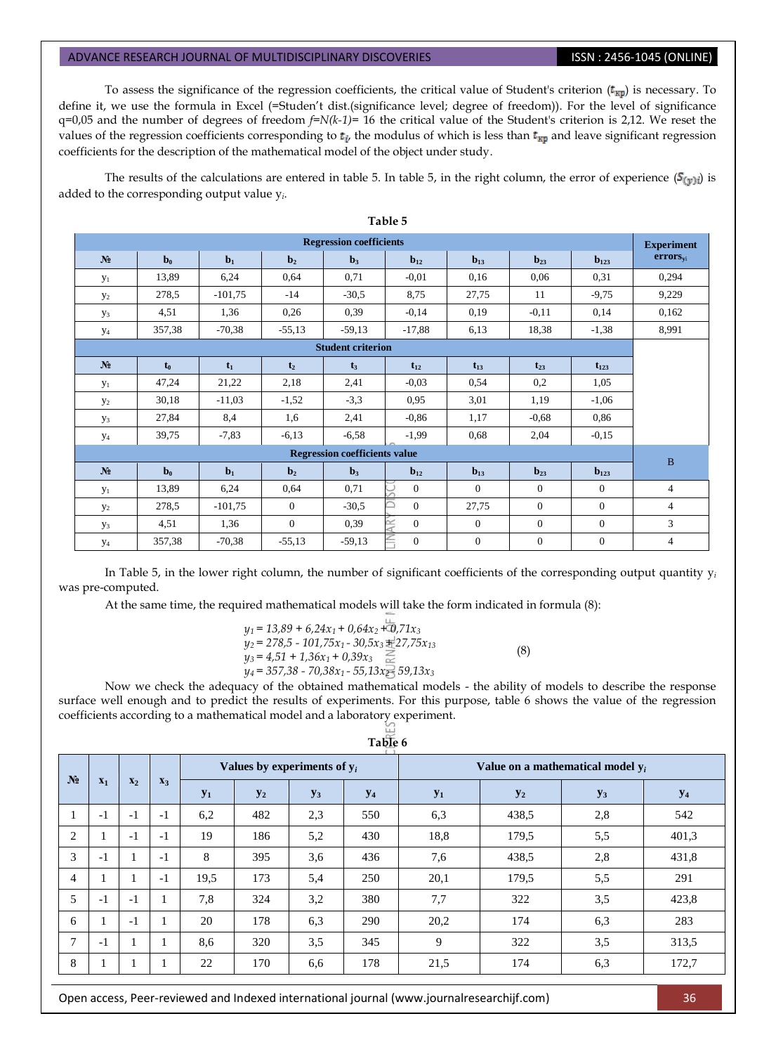To assess the significance of the regression coefficients, the critical value of Student's criterion ($t_{кр}$) is necessary. To define it, we use the formula in Excel (=Studen't dist.(significance level; degree of freedom)). For the level of significance q=0,05 and the number of degrees of freedom $f=N(k-1)$= 16 the critical value of the Student's criterion is 2,12. We reset the values of the regression coefficients corresponding to $t_i$, the modulus of which is less than $t_{кр}$ and leave significant regression coefficients for the description of the mathematical model of the object under study.

The results of the calculations are entered in table 5. In table 5, in the right column, the error of experience ($S_{\{y\}i}$) is added to the corresponding output value $y_i$.

**Table 5**

| Regression coefficients | | | | | | | | | Experiment errors$_{yi}$ |
|---|---|---|---|---|---|---|---|---|---|
| № | $b_0$ | $b_1$ | $b_2$ | $b_3$ | $b_{12}$ | $b_{13}$ | $b_{23}$ | $b_{123}$ | |
| $y_1$ | 13,89 | 6,24 | 0,64 | 0,71 | -0,01 | 0,16 | 0,06 | 0,31 | 0,294 |
| $y_2$ | 278,5 | -101,75 | -14 | -30,5 | 8,75 | 27,75 | 11 | -9,75 | 9,229 |
| $y_3$ | 4,51 | 1,36 | 0,26 | 0,39 | -0,14 | 0,19 | -0,11 | 0,14 | 0,162 |
| $y_4$ | 357,38 | -70,38 | -55,13 | -59,13 | -17,88 | 6,13 | 18,38 | -1,38 | 8,991 |
| Student criterion | | | | | | | | | |
| № | $t_0$ | $t_1$ | $t_2$ | $t_3$ | $t_{12}$ | $t_{13}$ | $t_{23}$ | $t_{123}$ | |
| $y_1$ | 47,24 | 21,22 | 2,18 | 2,41 | -0,03 | 0,54 | 0,2 | 1,05 | |
| $y_2$ | 30,18 | -11,03 | -1,52 | -3,3 | 0,95 | 3,01 | 1,19 | -1,06 | |
| $y_3$ | 27,84 | 8,4 | 1,6 | 2,41 | -0,86 | 1,17 | -0,68 | 0,86 | |
| $y_4$ | 39,75 | -7,83 | -6,13 | -6,58 | -1,99 | 0,68 | 2,04 | -0,15 | |
| Regression coefficients value | | | | | | | | | B |
| № | $b_0$ | $b_1$ | $b_2$ | $b_3$ | $b_{12}$ | $b_{13}$ | $b_{23}$ | $b_{123}$ | |
| $y_1$ | 13,89 | 6,24 | 0,64 | 0,71 | 0 | 0 | 0 | 0 | 4 |
| $y_2$ | 278,5 | -101,75 | 0 | -30,5 | 0 | 27,75 | 0 | 0 | 4 |
| $y_3$ | 4,51 | 1,36 | 0 | 0,39 | 0 | 0 | 0 | 0 | 3 |
| $y_4$ | 357,38 | -70,38 | -55,13 | -59,13 | 0 | 0 | 0 | 0 | 4 |

In Table 5, in the lower right column, the number of significant coefficients of the corresponding output quantity $y_i$ was pre-computed.

At the same time, the required mathematical models will take the form indicated in formula (8):

$$
\begin{aligned}
y_1 &= 13{,}89 + 6{,}24x_1 + 0{,}64x_2 + 0{,}71x_3 \\
y_2 &= 278{,}5 - 101{,}75x_1 - 30{,}5x_3 + 27{,}75x_{13} \\
y_3 &= 4{,}51 + 1{,}36x_1 + 0{,}39x_3 \\
y_4 &= 357{,}38 - 70{,}38x_1 - 55{,}13x_2 - 59{,}13x_3
\end{aligned} \quad (8)
$$

Now we check the adequacy of the obtained mathematical models - the ability of models to describe the response surface well enough and to predict the results of experiments. For this purpose, table 6 shows the value of the regression coefficients according to a mathematical model and a laboratory experiment.

**Table 6**

| № | $x_1$ | $x_2$ | $x_3$ | Values by experiments of $y_i$ | | | | Value on a mathematical model $y_i$ | | | |
|---|---|---|---|---|---|---|---|---|---|---|---|
| | | | | $y_1$ | $y_2$ | $y_3$ | $y_4$ | $y_1$ | $y_2$ | $y_3$ | $y_4$ |
| 1 | -1 | -1 | -1 | 6,2 | 482 | 2,3 | 550 | 6,3 | 438,5 | 2,8 | 542 |
| 2 | 1 | -1 | -1 | 19 | 186 | 5,2 | 430 | 18,8 | 179,5 | 5,5 | 401,3 |
| 3 | -1 | 1 | -1 | 8 | 395 | 3,6 | 436 | 7,6 | 438,5 | 2,8 | 431,8 |
| 4 | 1 | 1 | -1 | 19,5 | 173 | 5,4 | 250 | 20,1 | 179,5 | 5,5 | 291 |
| 5 | -1 | -1 | 1 | 7,8 | 324 | 3,2 | 380 | 7,7 | 322 | 3,5 | 423,8 |
| 6 | 1 | -1 | 1 | 20 | 178 | 6,3 | 290 | 20,2 | 174 | 6,3 | 283 |
| 7 | -1 | 1 | 1 | 8,6 | 320 | 3,5 | 345 | 9 | 322 | 3,5 | 313,5 |
| 8 | 1 | 1 | 1 | 22 | 170 | 6,6 | 178 | 21,5 | 174 | 6,3 | 172,7 |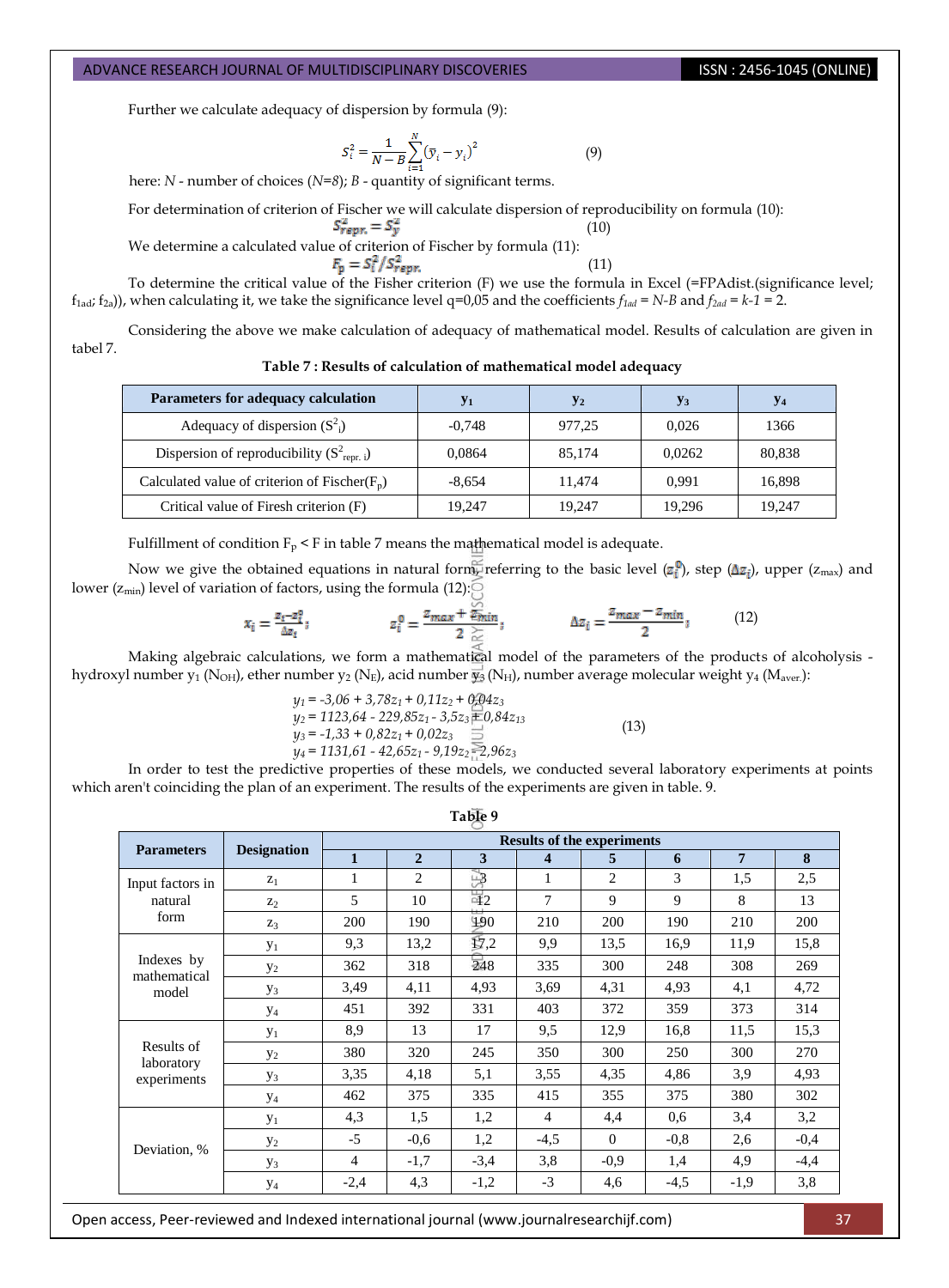Further we calculate adequacy of dispersion by formula (9):

$$S_i^2 = \frac{1}{N-B}\sum_{i=1}^{N}(\bar{y}_i - y_i)^2 \qquad (9)$$

here: $N$ - number of choices ($N$=8); $B$ - quantity of significant terms.

For determination of criterion of Fischer we will calculate dispersion of reproducibility on formula (10):

$$S_{repr.}^2 = S_y^2 \qquad (10)$$

We determine a calculated value of criterion of Fischer by formula (11):

$$F_p = S_i^2 / S_{repr.}^2 \qquad (11)$$

To determine the critical value of the Fisher criterion (F) we use the formula in Excel (=FPAdist.(significance level; $f_{1ad}$; $f_{2a}$)), when calculating it, we take the significance level q=0,05 and the coefficients $f_{1ad} = N-B$ and $f_{2ad} = k-1 = 2$.

Considering the above we make calculation of adequacy of mathematical model. Results of calculation are given in tabel 7.

**Table 7 : Results of calculation of mathematical model adequacy**

| Parameters for adequacy calculation | $y_1$ | $y_2$ | $y_3$ | $y_4$ |
|---|---|---|---|---|
| Adequacy of dispersion ($S^2_i$) | -0,748 | 977,25 | 0,026 | 1366 |
| Dispersion of reproducibility ($S^2_{repr.\ i}$) | 0,0864 | 85,174 | 0,0262 | 80,838 |
| Calculated value of criterion of Fischer($F_p$) | -8,654 | 11,474 | 0,991 | 16,898 |
| Critical value of Firesh criterion (F) | 19,247 | 19,247 | 19,296 | 19,247 |

Fulfillment of condition $F_p < F$ in table 7 means the mathematical model is adequate.

Now we give the obtained equations in natural form, referring to the basic level ($z_i^0$), step ($\Delta z_i$), upper ($z_{max}$) and lower ($z_{min}$) level of variation of factors, using the formula (12):

$$x_i = \frac{z_i - z_i^0}{\Delta z_i}; \qquad z_i^0 = \frac{z_{max} + z_{min}}{2}; \qquad \Delta z_i = \frac{z_{max} - z_{min}}{2}; \qquad (12)$$

Making algebraic calculations, we form a mathematical model of the parameters of the products of alcoholysis - hydroxyl number $y_1$ ($N_{OH}$), ether number $y_2$ ($N_E$), acid number $y_3$ ($N_H$), number average molecular weight $y_4$ ($M_{aver.}$):

$$\begin{aligned} y_1 &= -3{,}06 + 3{,}78z_1 + 0{,}11z_2 + 0{,}04z_3 \\ y_2 &= 1123{,}64 - 229{,}85z_1 - 3{,}5z_3 + 0{,}84z_{13} \\ y_3 &= -1{,}33 + 0{,}82z_1 + 0{,}02z_3 \\ y_4 &= 1131{,}61 - 42{,}65z_1 - 9{,}19z_2 - 2{,}96z_3 \end{aligned} \qquad (13)$$

In order to test the predictive properties of these models, we conducted several laboratory experiments at points which aren't coinciding the plan of an experiment. The results of the experiments are given in table. 9.

**Table 9**

| Parameters | Designation | Results of the experiments | | | | | | | |
|---|---|---|---|---|---|---|---|---|---|
| | | 1 | 2 | 3 | 4 | 5 | 6 | 7 | 8 |
| Input factors in natural form | $z_1$ | 1 | 2 | 3 | 1 | 2 | 3 | 1,5 | 2,5 |
| | $z_2$ | 5 | 10 | 12 | 7 | 9 | 9 | 8 | 13 |
| | $z_3$ | 200 | 190 | 190 | 210 | 200 | 190 | 210 | 200 |
| Indexes by mathematical model | $y_1$ | 9,3 | 13,2 | 17,2 | 9,9 | 13,5 | 16,9 | 11,9 | 15,8 |
| | $y_2$ | 362 | 318 | 248 | 335 | 300 | 248 | 308 | 269 |
| | $y_3$ | 3,49 | 4,11 | 4,93 | 3,69 | 4,31 | 4,93 | 4,1 | 4,72 |
| | $y_4$ | 451 | 392 | 331 | 403 | 372 | 359 | 373 | 314 |
| Results of laboratory experiments | $y_1$ | 8,9 | 13 | 17 | 9,5 | 12,9 | 16,8 | 11,5 | 15,3 |
| | $y_2$ | 380 | 320 | 245 | 350 | 300 | 250 | 300 | 270 |
| | $y_3$ | 3,35 | 4,18 | 5,1 | 3,55 | 4,35 | 4,86 | 3,9 | 4,93 |
| | $y_4$ | 462 | 375 | 335 | 415 | 355 | 375 | 380 | 302 |
| Deviation, % | $y_1$ | 4,3 | 1,5 | 1,2 | 4 | 4,4 | 0,6 | 3,4 | 3,2 |
| | $y_2$ | -5 | -0,6 | 1,2 | -4,5 | 0 | -0,8 | 2,6 | -0,4 |
| | $y_3$ | 4 | -1,7 | -3,4 | 3,8 | -0,9 | 1,4 | 4,9 | -4,4 |
| | $y_4$ | -2,4 | 4,3 | -1,2 | -3 | 4,6 | -4,5 | -1,9 | 3,8 |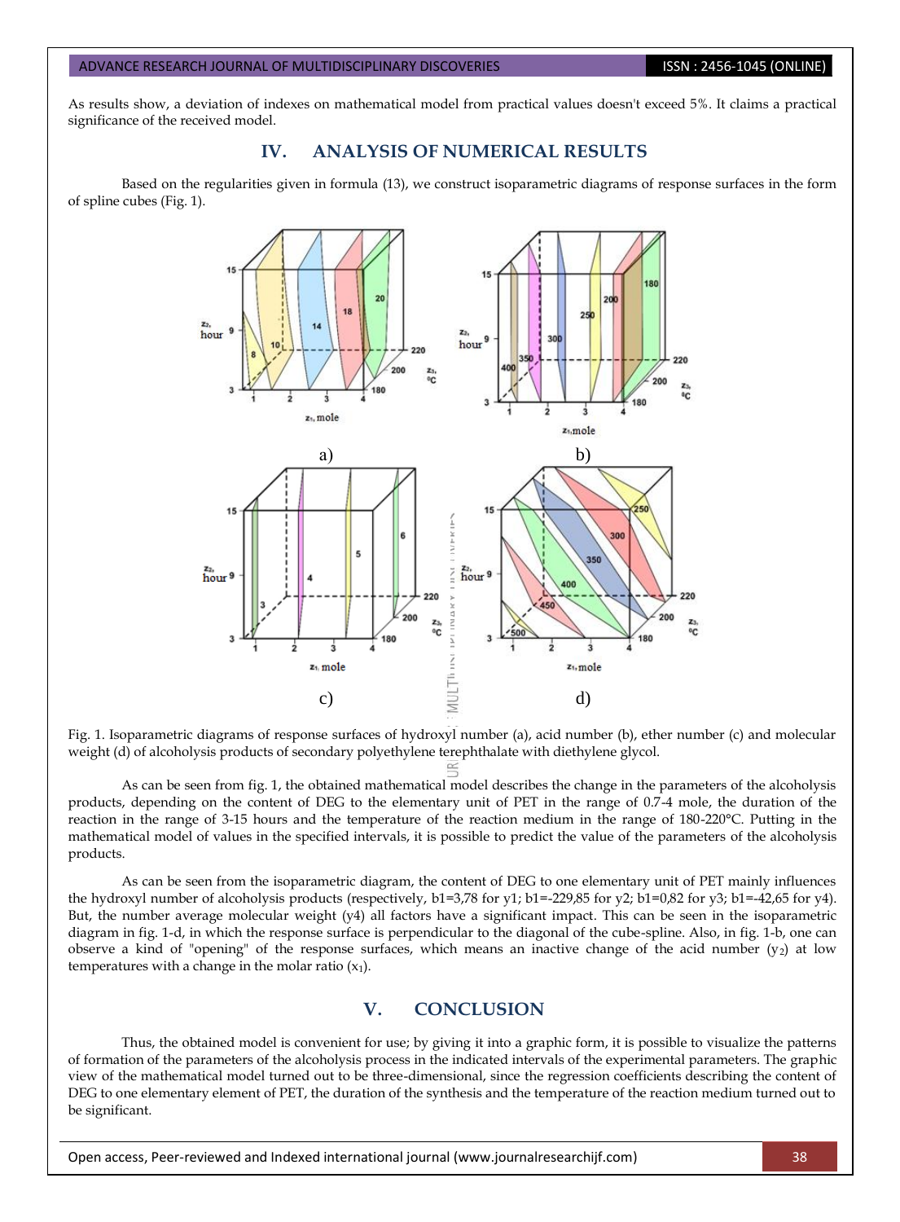As results show, a deviation of indexes on mathematical model from practical values doesn't exceed 5%. It claims a practical significance of the received model.

## IV. ANALYSIS OF NUMERICAL RESULTS

Based on the regularities given in formula (13), we construct isoparametric diagrams of response surfaces in the form of spline cubes (Fig. 1).

Fig. 1. Isoparametric diagrams of response surfaces of hydroxyl number (a), acid number (b), ether number (c) and molecular weight (d) of alcoholysis products of secondary polyethylene terephthalate with diethylene glycol.

As can be seen from fig. 1, the obtained mathematical model describes the change in the parameters of the alcoholysis products, depending on the content of DEG to the elementary unit of PET in the range of 0.7-4 mole, the duration of the reaction in the range of 3-15 hours and the temperature of the reaction medium in the range of 180-220°C. Putting in the mathematical model of values in the specified intervals, it is possible to predict the value of the parameters of the alcoholysis products.

As can be seen from the isoparametric diagram, the content of DEG to one elementary unit of PET mainly influences the hydroxyl number of alcoholysis products (respectively, $b1=3,78$ for y1; $b1=-229,85$ for y2; $b1=0,82$ for y3; $b1=-42,65$ for y4). But, the number average molecular weight (y4) all factors have a significant impact. This can be seen in the isoparametric diagram in fig. 1-d, in which the response surface is perpendicular to the diagonal of the cube-spline. Also, in fig. 1-b, one can observe a kind of "opening" of the response surfaces, which means an inactive change of the acid number ($y_2$) at low temperatures with a change in the molar ratio ($x_1$).

## V. CONCLUSION

Thus, the obtained model is convenient for use; by giving it into a graphic form, it is possible to visualize the patterns of formation of the parameters of the alcoholysis process in the indicated intervals of the experimental parameters. The graphic view of the mathematical model turned out to be three-dimensional, since the regression coefficients describing the content of DEG to one elementary element of PET, the duration of the synthesis and the temperature of the reaction medium turned out to be significant.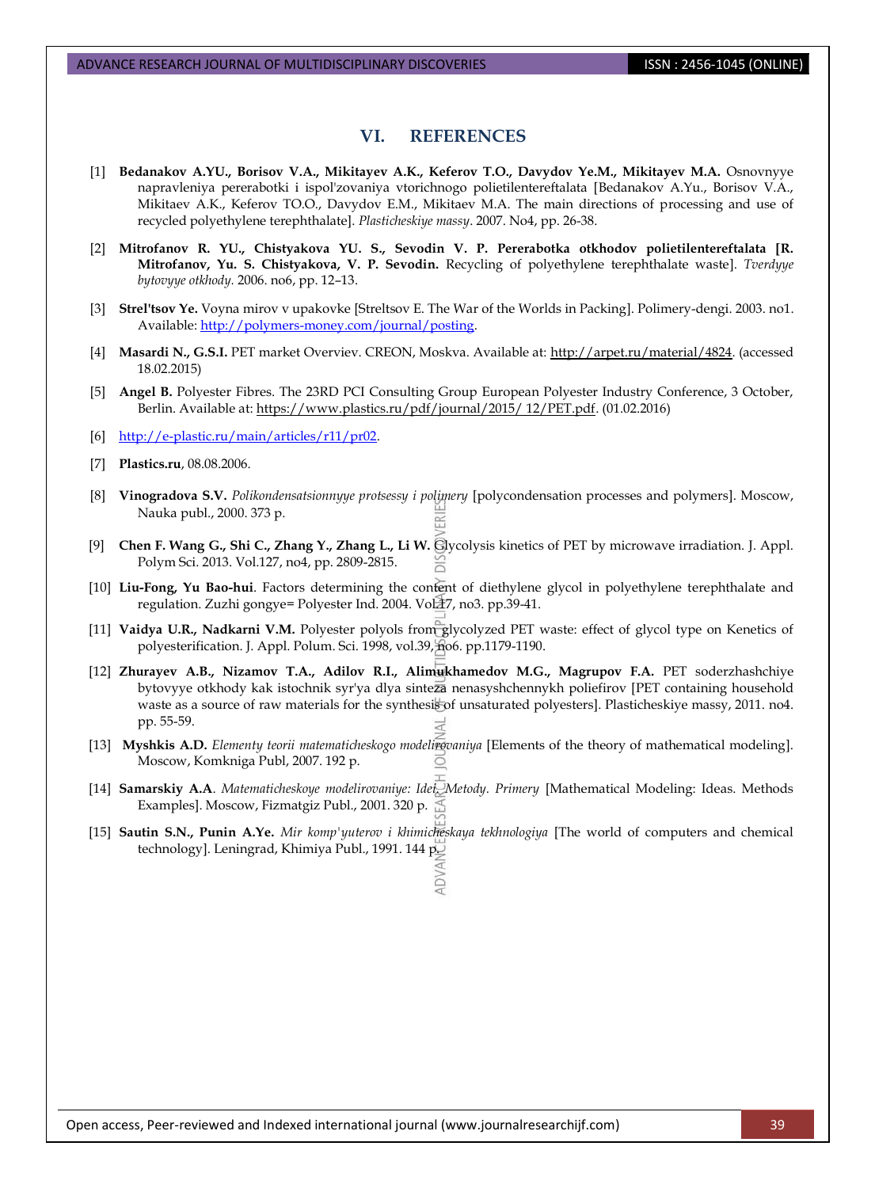## VI. REFERENCES

[1] **Bedanakov A.YU., Borisov V.A., Mikitayev A.K., Keferov T.O., Davydov Ye.M., Mikitayev M.A.** Osnovnyye napravleniya pererabotki i ispol'zovaniya vtorichnogo polietilentereftalata [Bedanakov A.Yu., Borisov V.A., Mikitaev A.K., Keferov TO.O., Davydov E.M., Mikitaev M.A. The main directions of processing and use of recycled polyethylene terephthalate]. *Plasticheskiye massy*. 2007. No4, pp. 26-38.

[2] **Mitrofanov R. YU., Chistyakova YU. S., Sevodin V. P. Pererabotka otkhodov polietilentereftalata [R. Mitrofanov, Yu. S. Chistyakova, V. P. Sevodin.** Recycling of polyethylene terephthalate waste]. *Tverdyye bytovyye otkhody.* 2006. no6, pp. 12–13.

[3] **Strel'tsov Ye.** Voyna mirov v upakovke [Streltsov E. The War of the Worlds in Packing]. Polimery-dengi. 2003. no1. Available: http://polymers-money.com/journal/posting.

[4] **Masardi N., G.S.I.** PET market Overviev. CREON, Moskva. Available at: http://arpet.ru/material/4824. (accessed 18.02.2015)

[5] **Angel B.** Polyester Fibres. The 23RD PCI Consulting Group European Polyester Industry Conference, 3 October, Berlin. Available at: https://www.plastics.ru/pdf/journal/2015/ 12/PET.pdf. (01.02.2016)

[6] http://e-plastic.ru/main/articles/r11/pr02.

[7] **Plastics.ru**, 08.08.2006.

[8] **Vinogradova S.V.** *Polikondensatsionnyye protsessy i polimery* [polycondensation processes and polymers]. Moscow, Nauka publ., 2000. 373 p.

[9] **Chen F. Wang G., Shi C., Zhang Y., Zhang L., Li W.** Glycolysis kinetics of PET by microwave irradiation. J. Appl. Polym Sci. 2013. Vol.127, no4, pp. 2809-2815.

[10] **Liu-Fong, Yu Bao-hui**. Factors determining the content of diethylene glycol in polyethylene terephthalate and regulation. Zuzhi gongye= Polyester Ind. 2004. Vol.17, no3. pp.39-41.

[11] **Vaidya U.R., Nadkarni V.M.** Polyester polyols from glycolyzed PET waste: effect of glycol type on Kenetics of polyesterification. J. Appl. Polum. Sci. 1998, vol.39, no6. pp.1179-1190.

[12] **Zhurayev A.B., Nizamov T.A., Adilov R.I., Alimukhamedov M.G., Magrupov F.A.** PET soderzhashchiye bytovyye otkhody kak istochnik syr'ya dlya sinteza nenasyshchennykh poliefirov [PET containing household waste as a source of raw materials for the synthesis of unsaturated polyesters]. Plasticheskiye massy, 2011. no4. pp. 55-59.

[13] **Myshkis A.D.** *Elementy teorii matematicheskogo modelirovaniya* [Elements of the theory of mathematical modeling]. Moscow, Komkniga Publ, 2007. 192 p.

[14] **Samarskiy A.A**. *Matematicheskoye modelirovaniye: Idei. Metody. Primery* [Mathematical Modeling: Ideas. Methods Examples]. Moscow, Fizmatgiz Publ., 2001. 320 p.

[15] **Sautin S.N., Punin A.Ye.** *Mir komp'yuterov i khimicheskaya tekhnologiya* [The world of computers and chemical technology]. Leningrad, Khimiya Publ., 1991. 144 p.